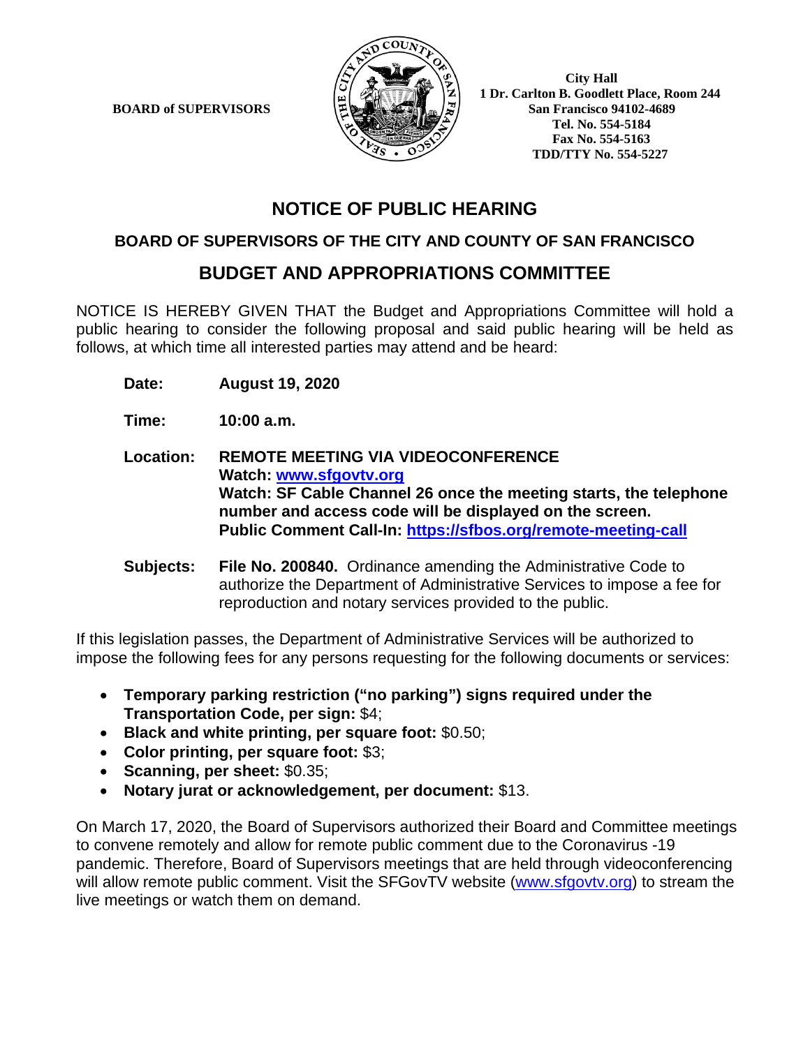**BOARD of SUPERVISORS**

**City Hall**
**1 Dr. Carlton B. Goodlett Place, Room 244**
**San Francisco 94102-4689**
**Tel. No. 554-5184**
**Fax No. 554-5163**
**TDD/TTY No. 554-5227**

# NOTICE OF PUBLIC HEARING

## BOARD OF SUPERVISORS OF THE CITY AND COUNTY OF SAN FRANCISCO

## BUDGET AND APPROPRIATIONS COMMITTEE

NOTICE IS HEREBY GIVEN THAT the Budget and Appropriations Committee will hold a public hearing to consider the following proposal and said public hearing will be held as follows, at which time all interested parties may attend and be heard:

**Date:** **August 19, 2020**

**Time:** **10:00 a.m.**

**Location:** **REMOTE MEETING VIA VIDEOCONFERENCE**
**Watch: [www.sfgovtv.org](www.sfgovtv.org)**
**Watch: SF Cable Channel 26 once the meeting starts, the telephone number and access code will be displayed on the screen.**
**Public Comment Call-In: [https://sfbos.org/remote-meeting-call](https://sfbos.org/remote-meeting-call)**

**Subjects:** **File No. 200840.** Ordinance amending the Administrative Code to authorize the Department of Administrative Services to impose a fee for reproduction and notary services provided to the public.

If this legislation passes, the Department of Administrative Services will be authorized to impose the following fees for any persons requesting for the following documents or services:

- **Temporary parking restriction ("no parking") signs required under the Transportation Code, per sign:** $4;
- **Black and white printing, per square foot:** $0.50;
- **Color printing, per square foot:** $3;
- **Scanning, per sheet:** $0.35;
- **Notary jurat or acknowledgement, per document:** $13.

On March 17, 2020, the Board of Supervisors authorized their Board and Committee meetings to convene remotely and allow for remote public comment due to the Coronavirus -19 pandemic. Therefore, Board of Supervisors meetings that are held through videoconferencing will allow remote public comment. Visit the SFGovTV website ([www.sfgovtv.org](www.sfgovtv.org)) to stream the live meetings or watch them on demand.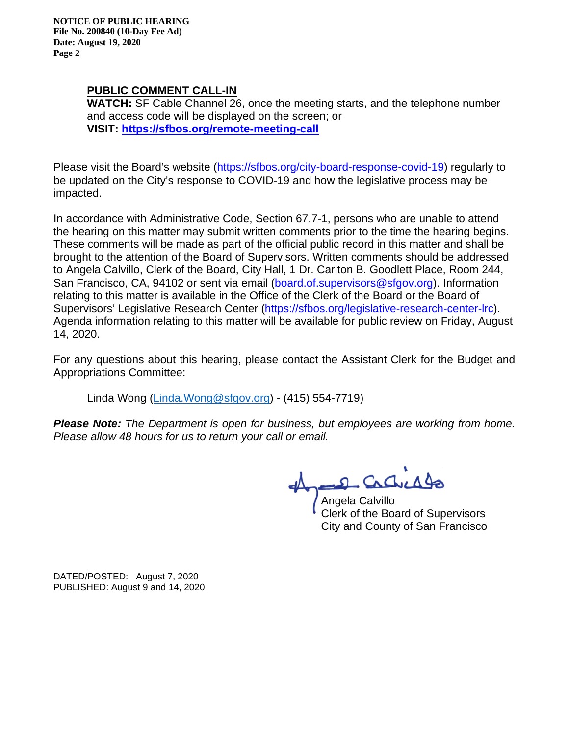**PUBLIC COMMENT CALL-IN**

**WATCH:** SF Cable Channel 26, once the meeting starts, and the telephone number and access code will be displayed on the screen; or
**VISIT: https://sfbos.org/remote-meeting-call**

Please visit the Board's website (https://sfbos.org/city-board-response-covid-19) regularly to be updated on the City's response to COVID-19 and how the legislative process may be impacted.

In accordance with Administrative Code, Section 67.7-1, persons who are unable to attend the hearing on this matter may submit written comments prior to the time the hearing begins. These comments will be made as part of the official public record in this matter and shall be brought to the attention of the Board of Supervisors. Written comments should be addressed to Angela Calvillo, Clerk of the Board, City Hall, 1 Dr. Carlton B. Goodlett Place, Room 244, San Francisco, CA, 94102 or sent via email (board.of.supervisors@sfgov.org). Information relating to this matter is available in the Office of the Clerk of the Board or the Board of Supervisors' Legislative Research Center (https://sfbos.org/legislative-research-center-lrc). Agenda information relating to this matter will be available for public review on Friday, August 14, 2020.

For any questions about this hearing, please contact the Assistant Clerk for the Budget and Appropriations Committee:

Linda Wong (Linda.Wong@sfgov.org) - (415) 554-7719)

***Please Note:*** *The Department is open for business, but employees are working from home. Please allow 48 hours for us to return your call or email.*

Angela Calvillo
Clerk of the Board of Supervisors
City and County of San Francisco

DATED/POSTED: August 7, 2020
PUBLISHED: August 9 and 14, 2020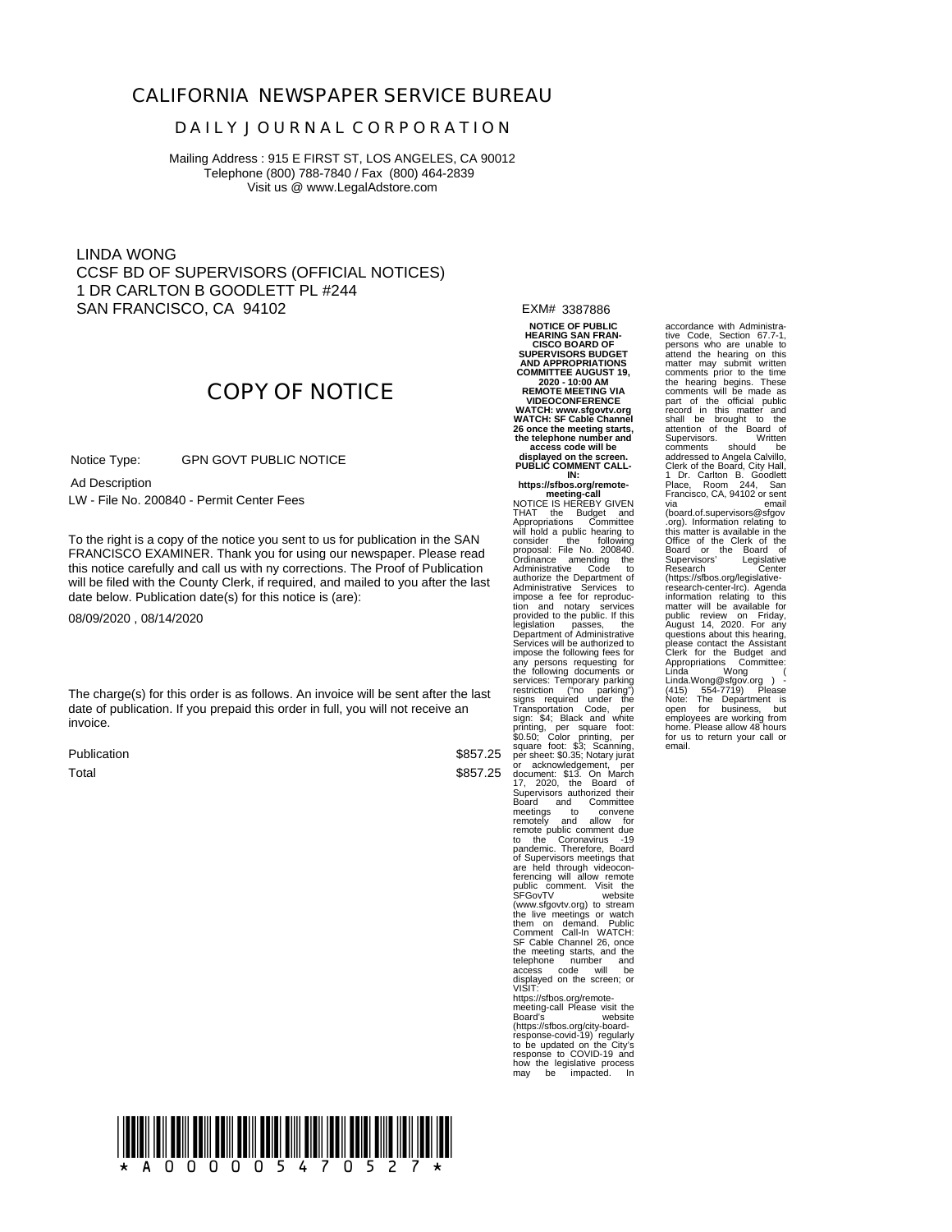# CALIFORNIA NEWSPAPER SERVICE BUREAU

## DAILY JOURNAL CORPORATION

Mailing Address : 915 E FIRST ST, LOS ANGELES, CA 90012
Telephone (800) 788-7840 / Fax (800) 464-2839
Visit us @ www.LegalAdstore.com

LINDA WONG
CCSF BD OF SUPERVISORS (OFFICIAL NOTICES)
1 DR CARLTON B GOODLETT PL #244
SAN FRANCISCO, CA 94102

EXM# 3387886

## COPY OF NOTICE

Notice Type: GPN GOVT PUBLIC NOTICE

Ad Description
LW - File No. 200840 - Permit Center Fees

To the right is a copy of the notice you sent to us for publication in the SAN FRANCISCO EXAMINER. Thank you for using our newspaper. Please read this notice carefully and call us with ny corrections. The Proof of Publication will be filed with the County Clerk, if required, and mailed to you after the last date below. Publication date(s) for this notice is (are):

08/09/2020 , 08/14/2020

The charge(s) for this order is as follows. An invoice will be sent after the last date of publication. If you prepaid this order in full, you will not receive an invoice.

| | |
|---|---|
| Publication | $857.25 |
| Total | $857.25 |

**NOTICE OF PUBLIC HEARING SAN FRANCISCO BOARD OF SUPERVISORS BUDGET AND APPROPRIATIONS COMMITTEE AUGUST 19, 2020 - 10:00 AM REMOTE MEETING VIA VIDEOCONFERENCE WATCH: www.sfgovtv.org WATCH: SF Cable Channel 26 once the meeting starts, the telephone number and access code will be displayed on the screen. PUBLIC COMMENT CALL-IN: https://sfbos.org/remote-meeting-call**

NOTICE IS HEREBY GIVEN THAT the Budget and Appropriations Committee will hold a public hearing to consider the following proposal: File No. 200840. Ordinance amending the Administrative Code to authorize the Department of Administrative Services to impose a fee for reproduction and notary services provided to the public. If this legislation passes, the Department of Administrative Services will be authorized to impose the following fees for any persons requesting for the following documents or services: Temporary parking restriction ("no parking") signs required under the Transportation Code, per sign: $4; Black and white printing, per square foot: $0.50; Color printing, per square foot: $3; Scanning, per sheet: $0.35; Notary jurat or acknowledgement, per document: $13. On March 17, 2020, the Board of Supervisors authorized their Board and Committee meetings to convene remotely and allow for remote public comment due to the Coronavirus -19 pandemic. Therefore, Board of Supervisors meetings that are held through videoconferencing will allow remote public comment. Visit the SFGovTV website (www.sfgovtv.org) to stream the live meetings or watch them on demand. Public Comment Call-In WATCH: SF Cable Channel 26, once the meeting starts, and the telephone number and access code will be displayed on the screen; or VISIT: https://sfbos.org/remote-meeting-call Please visit the Board's website (https://sfbos.org/city-board-response-covid-19) regularly to be updated on the City's response to COVID-19 and how the legislative process may be impacted. In accordance with Administrative Code, Section 67.7-1, persons who are unable to attend the hearing on this matter may submit written comments prior to the time the hearing begins. These comments will be made as part of the official public record in this matter and shall be brought to the attention of the Board of Supervisors. Written comments should be addressed to Angela Calvillo, Clerk of the Board, City Hall, 1 Dr. Carlton B. Goodlett Place, Room 244, San Francisco, CA, 94102 or sent via email (board.of.supervisors@sfgov.org). Information relating to this matter is available in the Office of the Clerk of the Board or the Board of Supervisors' Legislative Research Center (https://sfbos.org/legislative-research-center-lrc). Agenda information relating to this matter will be available for public review on Friday, August 14, 2020. For any questions about this hearing, please contact the Assistant Clerk for the Budget and Appropriations Committee: Linda Wong ( Linda.Wong@sfgov.org ) - (415) 554-7719) Please Note: The Department is open for business, but employees are working from home. Please allow 48 hours for us to return your call or email.

\* A 0 0 0 0 0 5 4 7 0 5 2 7 \*